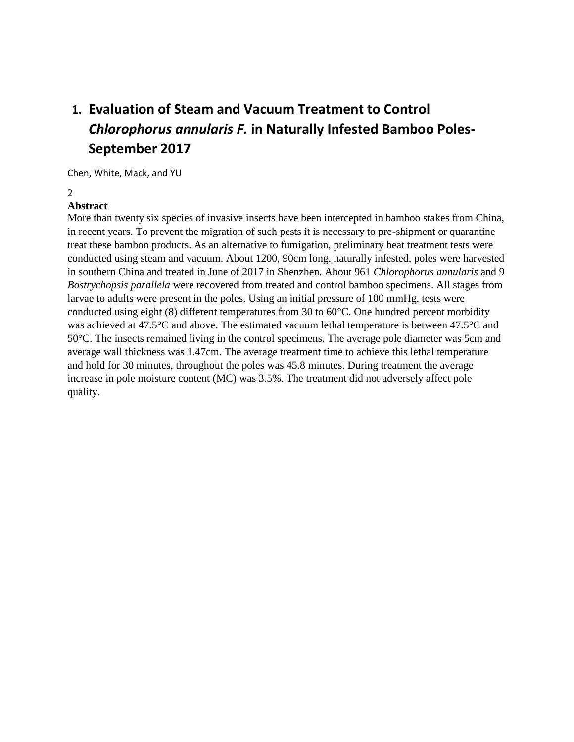# 1. Evaluation of Steam and Vacuum Treatment to Control *Chlorophorus annularis F.* in Naturally Infested Bamboo Poles-September 2017

Chen, White, Mack, and YU

2

**Abstract**

More than twenty six species of invasive insects have been intercepted in bamboo stakes from China, in recent years. To prevent the migration of such pests it is necessary to pre-shipment or quarantine treat these bamboo products. As an alternative to fumigation, preliminary heat treatment tests were conducted using steam and vacuum. About 1200, 90cm long, naturally infested, poles were harvested in southern China and treated in June of 2017 in Shenzhen. About 961 *Chlorophorus annularis* and 9 *Bostrychopsis parallela* were recovered from treated and control bamboo specimens. All stages from larvae to adults were present in the poles. Using an initial pressure of 100 mmHg, tests were conducted using eight (8) different temperatures from 30 to 60°C. One hundred percent morbidity was achieved at 47.5°C and above. The estimated vacuum lethal temperature is between 47.5°C and 50°C. The insects remained living in the control specimens. The average pole diameter was 5cm and average wall thickness was 1.47cm. The average treatment time to achieve this lethal temperature and hold for 30 minutes, throughout the poles was 45.8 minutes. During treatment the average increase in pole moisture content (MC) was 3.5%. The treatment did not adversely affect pole quality.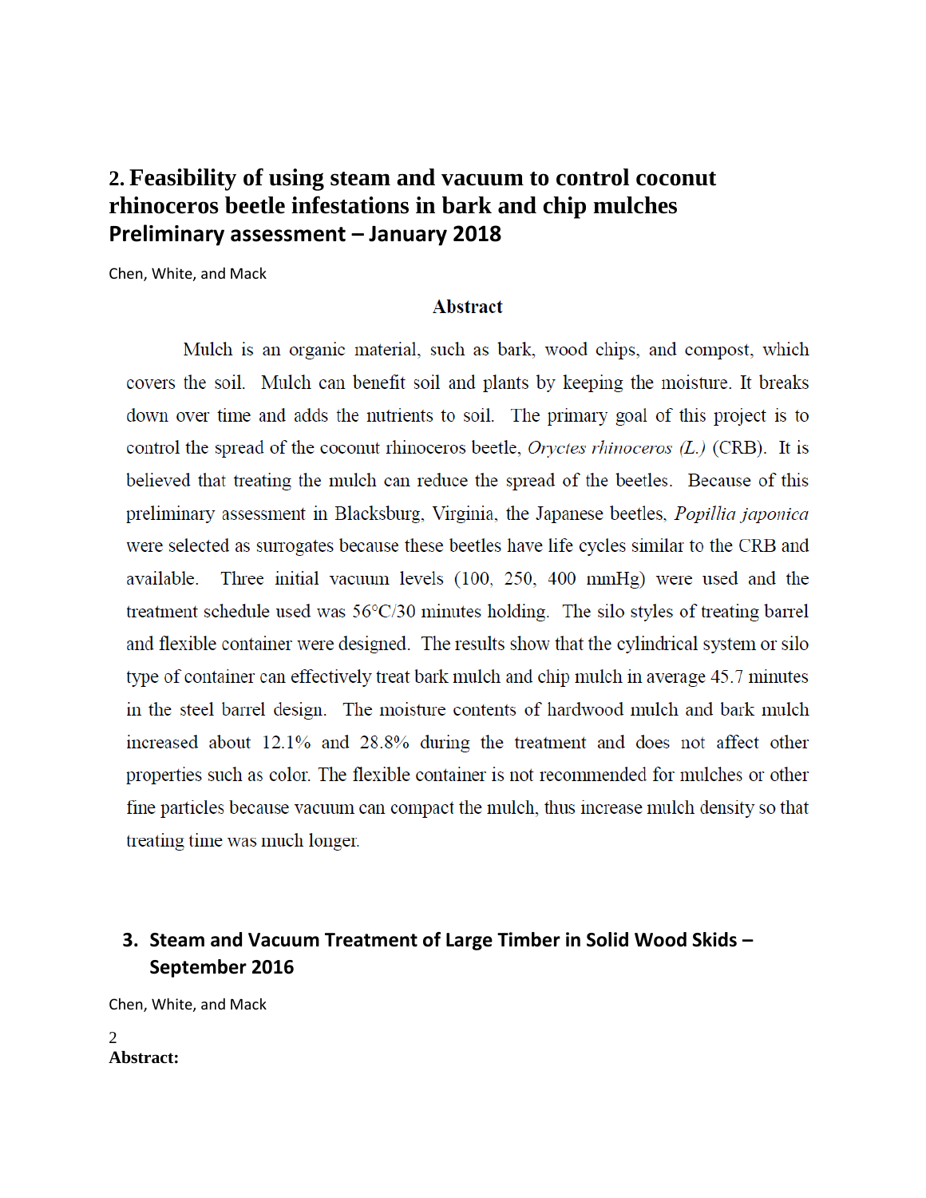## 2. Feasibility of using steam and vacuum to control coconut rhinoceros beetle infestations in bark and chip mulches Preliminary assessment – January 2018

Chen, White, and Mack

### Abstract

Mulch is an organic material, such as bark, wood chips, and compost, which covers the soil. Mulch can benefit soil and plants by keeping the moisture. It breaks down over time and adds the nutrients to soil. The primary goal of this project is to control the spread of the coconut rhinoceros beetle, *Oryctes rhinoceros (L.)* (CRB). It is believed that treating the mulch can reduce the spread of the beetles. Because of this preliminary assessment in Blacksburg, Virginia, the Japanese beetles, *Popillia japonica* were selected as surrogates because these beetles have life cycles similar to the CRB and available. Three initial vacuum levels (100, 250, 400 mmHg) were used and the treatment schedule used was 56°C/30 minutes holding. The silo styles of treating barrel and flexible container were designed. The results show that the cylindrical system or silo type of container can effectively treat bark mulch and chip mulch in average 45.7 minutes in the steel barrel design. The moisture contents of hardwood mulch and bark mulch increased about 12.1% and 28.8% during the treatment and does not affect other properties such as color. The flexible container is not recommended for mulches or other fine particles because vacuum can compact the mulch, thus increase mulch density so that treating time was much longer.

## 3. Steam and Vacuum Treatment of Large Timber in Solid Wood Skids – September 2016

Chen, White, and Mack

2

**Abstract:**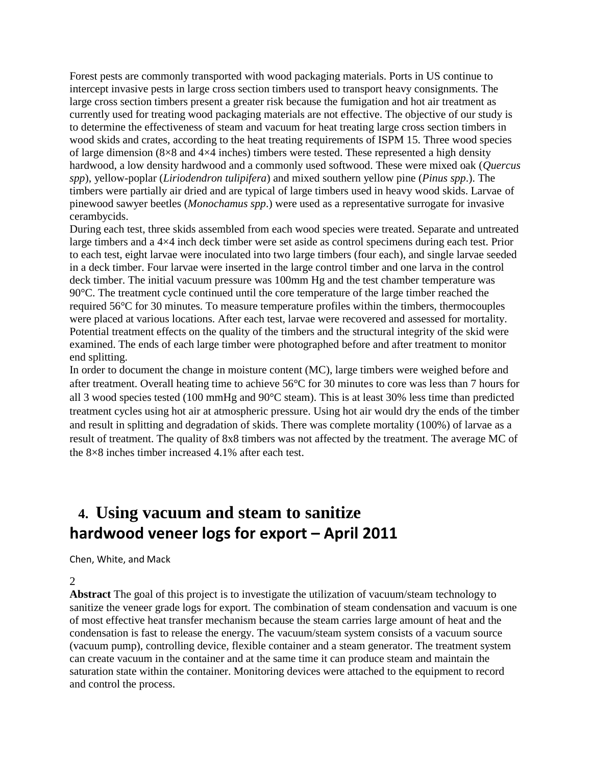Forest pests are commonly transported with wood packaging materials. Ports in US continue to intercept invasive pests in large cross section timbers used to transport heavy consignments. The large cross section timbers present a greater risk because the fumigation and hot air treatment as currently used for treating wood packaging materials are not effective. The objective of our study is to determine the effectiveness of steam and vacuum for heat treating large cross section timbers in wood skids and crates, according to the heat treating requirements of ISPM 15. Three wood species of large dimension (8×8 and 4×4 inches) timbers were tested. These represented a high density hardwood, a low density hardwood and a commonly used softwood. These were mixed oak (*Quercus spp*), yellow-poplar (*Liriodendron tulipifera*) and mixed southern yellow pine (*Pinus spp*.). The timbers were partially air dried and are typical of large timbers used in heavy wood skids. Larvae of pinewood sawyer beetles (*Monochamus spp*.) were used as a representative surrogate for invasive cerambycids.

During each test, three skids assembled from each wood species were treated. Separate and untreated large timbers and a 4×4 inch deck timber were set aside as control specimens during each test. Prior to each test, eight larvae were inoculated into two large timbers (four each), and single larvae seeded in a deck timber. Four larvae were inserted in the large control timber and one larva in the control deck timber. The initial vacuum pressure was 100mm Hg and the test chamber temperature was 90°C. The treatment cycle continued until the core temperature of the large timber reached the required 56°C for 30 minutes. To measure temperature profiles within the timbers, thermocouples were placed at various locations. After each test, larvae were recovered and assessed for mortality. Potential treatment effects on the quality of the timbers and the structural integrity of the skid were examined. The ends of each large timber were photographed before and after treatment to monitor end splitting.

In order to document the change in moisture content (MC), large timbers were weighed before and after treatment. Overall heating time to achieve 56°C for 30 minutes to core was less than 7 hours for all 3 wood species tested (100 mmHg and 90°C steam). This is at least 30% less time than predicted treatment cycles using hot air at atmospheric pressure. Using hot air would dry the ends of the timber and result in splitting and degradation of skids. There was complete mortality (100%) of larvae as a result of treatment. The quality of 8x8 timbers was not affected by the treatment. The average MC of the 8×8 inches timber increased 4.1% after each test.

## 4. Using vacuum and steam to sanitize hardwood veneer logs for export – April 2011

Chen, White, and Mack

2

**Abstract** The goal of this project is to investigate the utilization of vacuum/steam technology to sanitize the veneer grade logs for export. The combination of steam condensation and vacuum is one of most effective heat transfer mechanism because the steam carries large amount of heat and the condensation is fast to release the energy. The vacuum/steam system consists of a vacuum source (vacuum pump), controlling device, flexible container and a steam generator. The treatment system can create vacuum in the container and at the same time it can produce steam and maintain the saturation state within the container. Monitoring devices were attached to the equipment to record and control the process.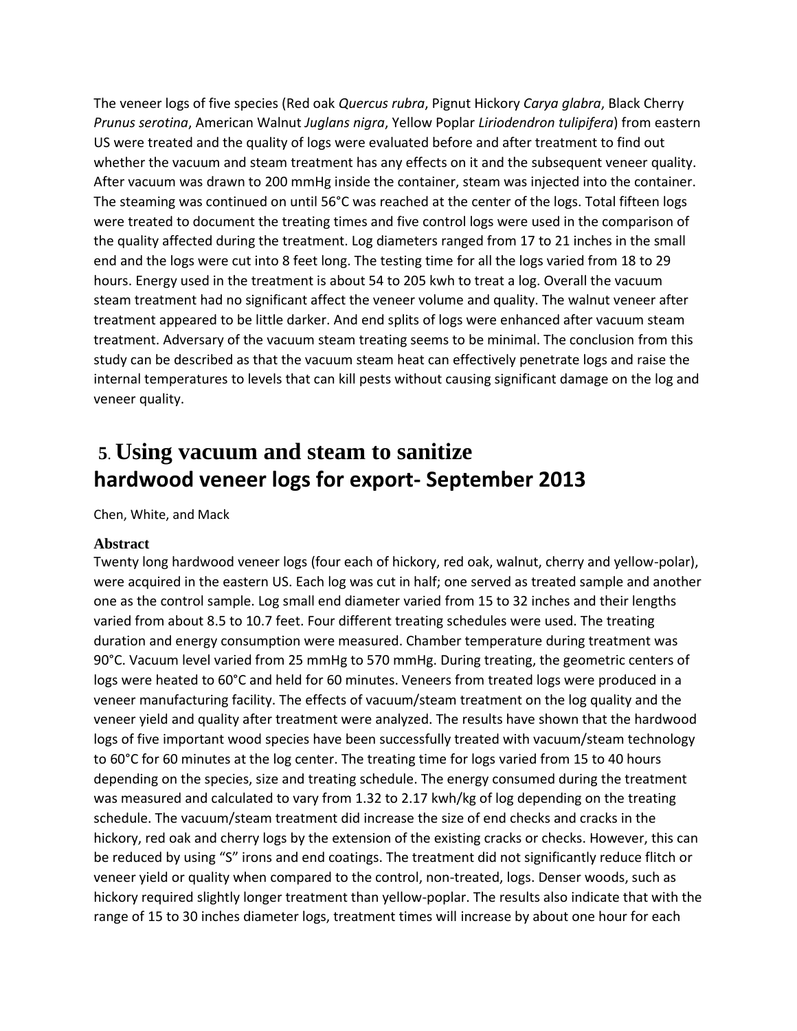The veneer logs of five species (Red oak *Quercus rubra*, Pignut Hickory *Carya glabra*, Black Cherry *Prunus serotina*, American Walnut *Juglans nigra*, Yellow Poplar *Liriodendron tulipifera*) from eastern US were treated and the quality of logs were evaluated before and after treatment to find out whether the vacuum and steam treatment has any effects on it and the subsequent veneer quality. After vacuum was drawn to 200 mmHg inside the container, steam was injected into the container. The steaming was continued on until 56°C was reached at the center of the logs. Total fifteen logs were treated to document the treating times and five control logs were used in the comparison of the quality affected during the treatment. Log diameters ranged from 17 to 21 inches in the small end and the logs were cut into 8 feet long. The testing time for all the logs varied from 18 to 29 hours. Energy used in the treatment is about 54 to 205 kwh to treat a log. Overall the vacuum steam treatment had no significant affect the veneer volume and quality. The walnut veneer after treatment appeared to be little darker. And end splits of logs were enhanced after vacuum steam treatment. Adversary of the vacuum steam treating seems to be minimal. The conclusion from this study can be described as that the vacuum steam heat can effectively penetrate logs and raise the internal temperatures to levels that can kill pests without causing significant damage on the log and veneer quality.

## 5. Using vacuum and steam to sanitize hardwood veneer logs for export- September 2013

Chen, White, and Mack

### Abstract

Twenty long hardwood veneer logs (four each of hickory, red oak, walnut, cherry and yellow-polar), were acquired in the eastern US. Each log was cut in half; one served as treated sample and another one as the control sample. Log small end diameter varied from 15 to 32 inches and their lengths varied from about 8.5 to 10.7 feet. Four different treating schedules were used. The treating duration and energy consumption were measured. Chamber temperature during treatment was 90°C. Vacuum level varied from 25 mmHg to 570 mmHg. During treating, the geometric centers of logs were heated to 60°C and held for 60 minutes. Veneers from treated logs were produced in a veneer manufacturing facility. The effects of vacuum/steam treatment on the log quality and the veneer yield and quality after treatment were analyzed. The results have shown that the hardwood logs of five important wood species have been successfully treated with vacuum/steam technology to 60°C for 60 minutes at the log center. The treating time for logs varied from 15 to 40 hours depending on the species, size and treating schedule. The energy consumed during the treatment was measured and calculated to vary from 1.32 to 2.17 kwh/kg of log depending on the treating schedule. The vacuum/steam treatment did increase the size of end checks and cracks in the hickory, red oak and cherry logs by the extension of the existing cracks or checks. However, this can be reduced by using "S" irons and end coatings. The treatment did not significantly reduce flitch or veneer yield or quality when compared to the control, non-treated, logs. Denser woods, such as hickory required slightly longer treatment than yellow-poplar. The results also indicate that with the range of 15 to 30 inches diameter logs, treatment times will increase by about one hour for each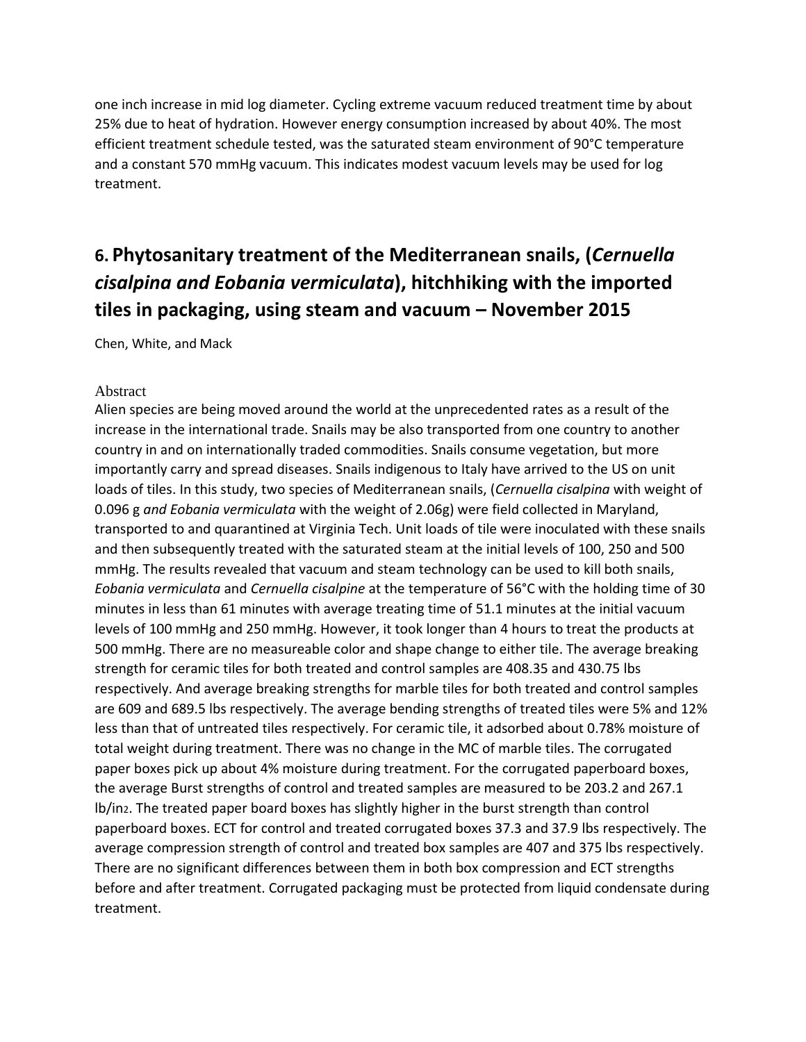one inch increase in mid log diameter. Cycling extreme vacuum reduced treatment time by about 25% due to heat of hydration. However energy consumption increased by about 40%. The most efficient treatment schedule tested, was the saturated steam environment of 90°C temperature and a constant 570 mmHg vacuum. This indicates modest vacuum levels may be used for log treatment.

## 6. Phytosanitary treatment of the Mediterranean snails, (*Cernuella cisalpina and Eobania vermiculata*), hitchhiking with the imported tiles in packaging, using steam and vacuum – November 2015

Chen, White, and Mack

### Abstract

Alien species are being moved around the world at the unprecedented rates as a result of the increase in the international trade. Snails may be also transported from one country to another country in and on internationally traded commodities. Snails consume vegetation, but more importantly carry and spread diseases. Snails indigenous to Italy have arrived to the US on unit loads of tiles. In this study, two species of Mediterranean snails, (*Cernuella cisalpina* with weight of 0.096 g *and Eobania vermiculata* with the weight of 2.06g) were field collected in Maryland, transported to and quarantined at Virginia Tech. Unit loads of tile were inoculated with these snails and then subsequently treated with the saturated steam at the initial levels of 100, 250 and 500 mmHg. The results revealed that vacuum and steam technology can be used to kill both snails, *Eobania vermiculata* and *Cernuella cisalpine* at the temperature of 56°C with the holding time of 30 minutes in less than 61 minutes with average treating time of 51.1 minutes at the initial vacuum levels of 100 mmHg and 250 mmHg. However, it took longer than 4 hours to treat the products at 500 mmHg. There are no measureable color and shape change to either tile. The average breaking strength for ceramic tiles for both treated and control samples are 408.35 and 430.75 lbs respectively. And average breaking strengths for marble tiles for both treated and control samples are 609 and 689.5 lbs respectively. The average bending strengths of treated tiles were 5% and 12% less than that of untreated tiles respectively. For ceramic tile, it adsorbed about 0.78% moisture of total weight during treatment. There was no change in the MC of marble tiles. The corrugated paper boxes pick up about 4% moisture during treatment. For the corrugated paperboard boxes, the average Burst strengths of control and treated samples are measured to be 203.2 and 267.1 lb/in$^2$. The treated paper board boxes has slightly higher in the burst strength than control paperboard boxes. ECT for control and treated corrugated boxes 37.3 and 37.9 lbs respectively. The average compression strength of control and treated box samples are 407 and 375 lbs respectively. There are no significant differences between them in both box compression and ECT strengths before and after treatment. Corrugated packaging must be protected from liquid condensate during treatment.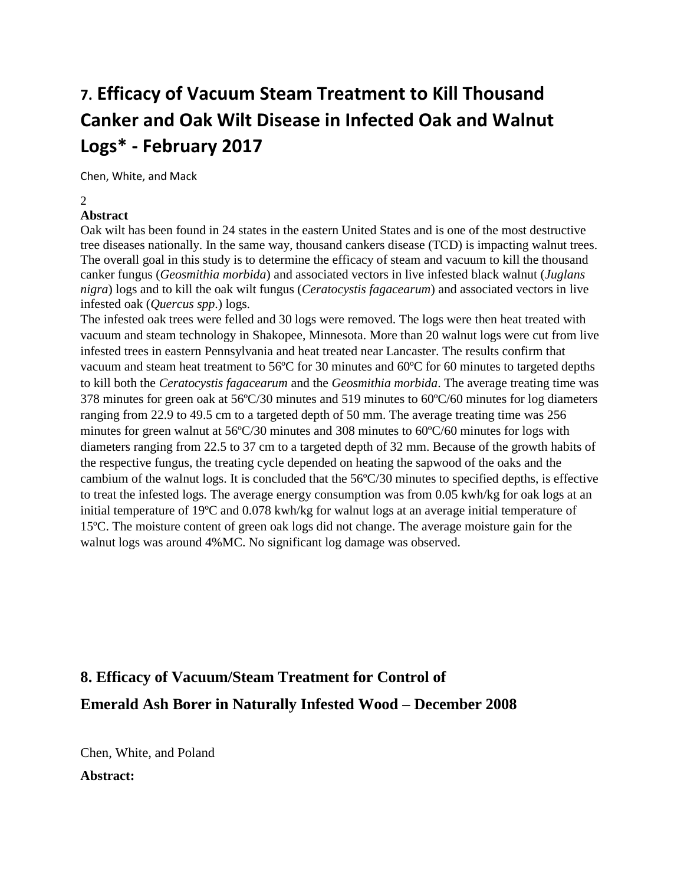# 7. Efficacy of Vacuum Steam Treatment to Kill Thousand Canker and Oak Wilt Disease in Infected Oak and Walnut Logs* - February 2017

Chen, White, and Mack

2

**Abstract**

Oak wilt has been found in 24 states in the eastern United States and is one of the most destructive tree diseases nationally. In the same way, thousand cankers disease (TCD) is impacting walnut trees. The overall goal in this study is to determine the efficacy of steam and vacuum to kill the thousand canker fungus (*Geosmithia morbida*) and associated vectors in live infested black walnut (*Juglans nigra*) logs and to kill the oak wilt fungus (*Ceratocystis fagacearum*) and associated vectors in live infested oak (*Quercus spp.*) logs.

The infested oak trees were felled and 30 logs were removed. The logs were then heat treated with vacuum and steam technology in Shakopee, Minnesota. More than 20 walnut logs were cut from live infested trees in eastern Pennsylvania and heat treated near Lancaster. The results confirm that vacuum and steam heat treatment to 56ºC for 30 minutes and 60ºC for 60 minutes to targeted depths to kill both the *Ceratocystis fagacearum* and the *Geosmithia morbida*. The average treating time was 378 minutes for green oak at 56ºC/30 minutes and 519 minutes to 60ºC/60 minutes for log diameters ranging from 22.9 to 49.5 cm to a targeted depth of 50 mm. The average treating time was 256 minutes for green walnut at 56ºC/30 minutes and 308 minutes to 60ºC/60 minutes for logs with diameters ranging from 22.5 to 37 cm to a targeted depth of 32 mm. Because of the growth habits of the respective fungus, the treating cycle depended on heating the sapwood of the oaks and the cambium of the walnut logs. It is concluded that the 56ºC/30 minutes to specified depths, is effective to treat the infested logs. The average energy consumption was from 0.05 kwh/kg for oak logs at an initial temperature of 19ºC and 0.078 kwh/kg for walnut logs at an average initial temperature of 15ºC. The moisture content of green oak logs did not change. The average moisture gain for the walnut logs was around 4%MC. No significant log damage was observed.

# 8. Efficacy of Vacuum/Steam Treatment for Control of Emerald Ash Borer in Naturally Infested Wood – December 2008

Chen, White, and Poland

**Abstract:**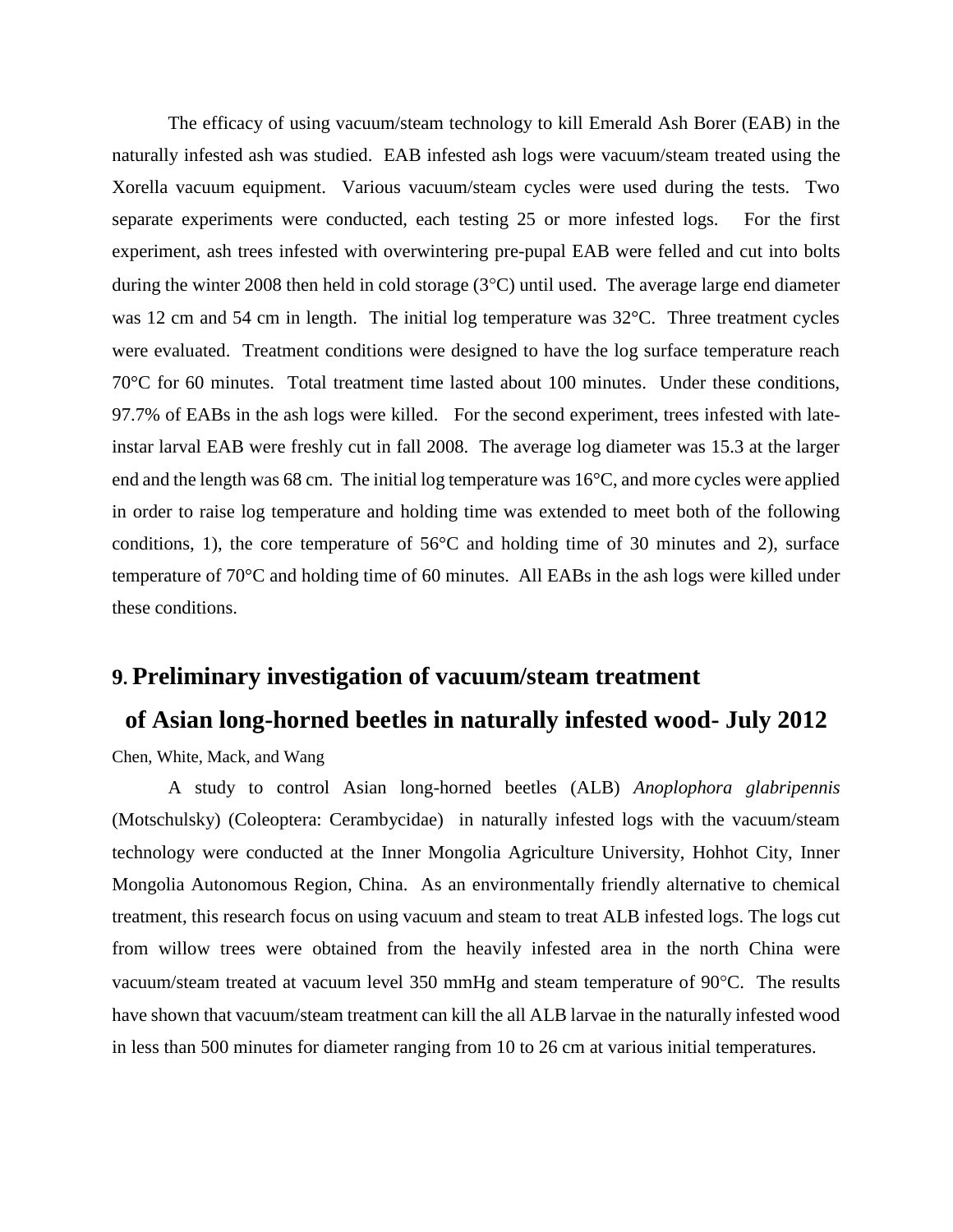The efficacy of using vacuum/steam technology to kill Emerald Ash Borer (EAB) in the naturally infested ash was studied. EAB infested ash logs were vacuum/steam treated using the Xorella vacuum equipment. Various vacuum/steam cycles were used during the tests. Two separate experiments were conducted, each testing 25 or more infested logs. For the first experiment, ash trees infested with overwintering pre-pupal EAB were felled and cut into bolts during the winter 2008 then held in cold storage (3°C) until used. The average large end diameter was 12 cm and 54 cm in length. The initial log temperature was 32°C. Three treatment cycles were evaluated. Treatment conditions were designed to have the log surface temperature reach 70°C for 60 minutes. Total treatment time lasted about 100 minutes. Under these conditions, 97.7% of EABs in the ash logs were killed. For the second experiment, trees infested with late-instar larval EAB were freshly cut in fall 2008. The average log diameter was 15.3 at the larger end and the length was 68 cm. The initial log temperature was 16°C, and more cycles were applied in order to raise log temperature and holding time was extended to meet both of the following conditions, 1), the core temperature of 56°C and holding time of 30 minutes and 2), surface temperature of 70°C and holding time of 60 minutes. All EABs in the ash logs were killed under these conditions.

## 9. Preliminary investigation of vacuum/steam treatment of Asian long-horned beetles in naturally infested wood- July 2012

Chen, White, Mack, and Wang

A study to control Asian long-horned beetles (ALB) *Anoplophora glabripennis* (Motschulsky) (Coleoptera: Cerambycidae) in naturally infested logs with the vacuum/steam technology were conducted at the Inner Mongolia Agriculture University, Hohhot City, Inner Mongolia Autonomous Region, China. As an environmentally friendly alternative to chemical treatment, this research focus on using vacuum and steam to treat ALB infested logs. The logs cut from willow trees were obtained from the heavily infested area in the north China were vacuum/steam treated at vacuum level 350 mmHg and steam temperature of 90°C. The results have shown that vacuum/steam treatment can kill the all ALB larvae in the naturally infested wood in less than 500 minutes for diameter ranging from 10 to 26 cm at various initial temperatures.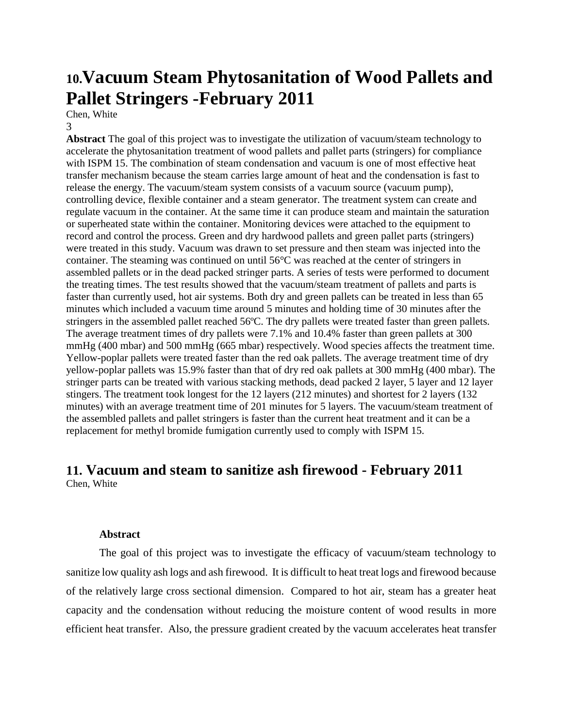# 10. Vacuum Steam Phytosanitation of Wood Pallets and Pallet Stringers -February 2011

Chen, White

3

**Abstract** The goal of this project was to investigate the utilization of vacuum/steam technology to accelerate the phytosanitation treatment of wood pallets and pallet parts (stringers) for compliance with ISPM 15. The combination of steam condensation and vacuum is one of most effective heat transfer mechanism because the steam carries large amount of heat and the condensation is fast to release the energy. The vacuum/steam system consists of a vacuum source (vacuum pump), controlling device, flexible container and a steam generator. The treatment system can create and regulate vacuum in the container. At the same time it can produce steam and maintain the saturation or superheated state within the container. Monitoring devices were attached to the equipment to record and control the process. Green and dry hardwood pallets and green pallet parts (stringers) were treated in this study. Vacuum was drawn to set pressure and then steam was injected into the container. The steaming was continued on until 56°C was reached at the center of stringers in assembled pallets or in the dead packed stringer parts. A series of tests were performed to document the treating times. The test results showed that the vacuum/steam treatment of pallets and parts is faster than currently used, hot air systems. Both dry and green pallets can be treated in less than 65 minutes which included a vacuum time around 5 minutes and holding time of 30 minutes after the stringers in the assembled pallet reached 56ºC. The dry pallets were treated faster than green pallets. The average treatment times of dry pallets were 7.1% and 10.4% faster than green pallets at 300 mmHg (400 mbar) and 500 mmHg (665 mbar) respectively. Wood species affects the treatment time. Yellow-poplar pallets were treated faster than the red oak pallets. The average treatment time of dry yellow-poplar pallets was 15.9% faster than that of dry red oak pallets at 300 mmHg (400 mbar). The stringer parts can be treated with various stacking methods, dead packed 2 layer, 5 layer and 12 layer stingers. The treatment took longest for the 12 layers (212 minutes) and shortest for 2 layers (132 minutes) with an average treatment time of 201 minutes for 5 layers. The vacuum/steam treatment of the assembled pallets and pallet stringers is faster than the current heat treatment and it can be a replacement for methyl bromide fumigation currently used to comply with ISPM 15.

# 11. Vacuum and steam to sanitize ash firewood - February 2011

Chen, White

**Abstract**

The goal of this project was to investigate the efficacy of vacuum/steam technology to sanitize low quality ash logs and ash firewood. It is difficult to heat treat logs and firewood because of the relatively large cross sectional dimension. Compared to hot air, steam has a greater heat capacity and the condensation without reducing the moisture content of wood results in more efficient heat transfer. Also, the pressure gradient created by the vacuum accelerates heat transfer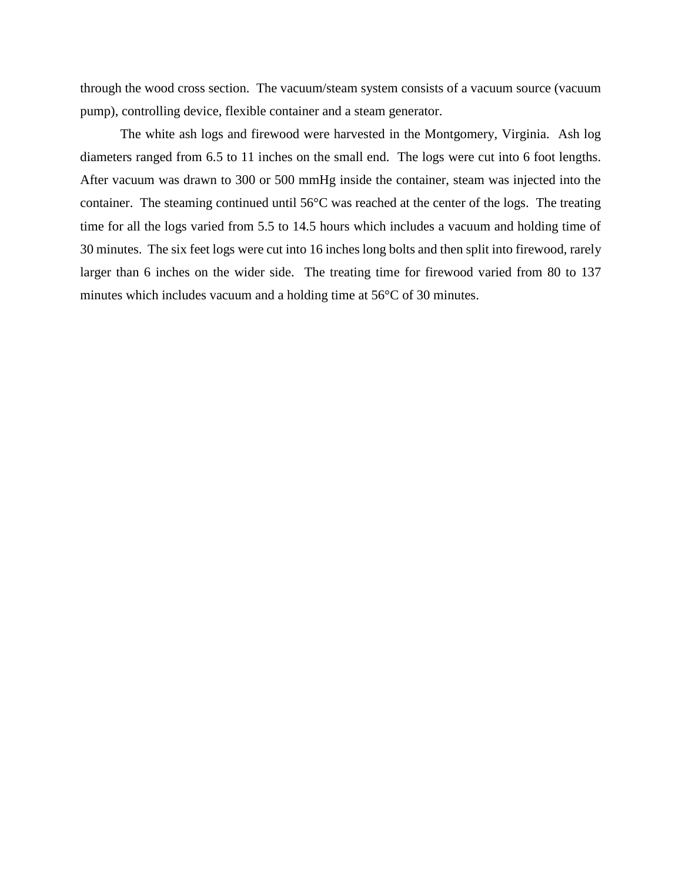through the wood cross section. The vacuum/steam system consists of a vacuum source (vacuum pump), controlling device, flexible container and a steam generator.

The white ash logs and firewood were harvested in the Montgomery, Virginia. Ash log diameters ranged from 6.5 to 11 inches on the small end. The logs were cut into 6 foot lengths. After vacuum was drawn to 300 or 500 mmHg inside the container, steam was injected into the container. The steaming continued until 56°C was reached at the center of the logs. The treating time for all the logs varied from 5.5 to 14.5 hours which includes a vacuum and holding time of 30 minutes. The six feet logs were cut into 16 inches long bolts and then split into firewood, rarely larger than 6 inches on the wider side. The treating time for firewood varied from 80 to 137 minutes which includes vacuum and a holding time at 56°C of 30 minutes.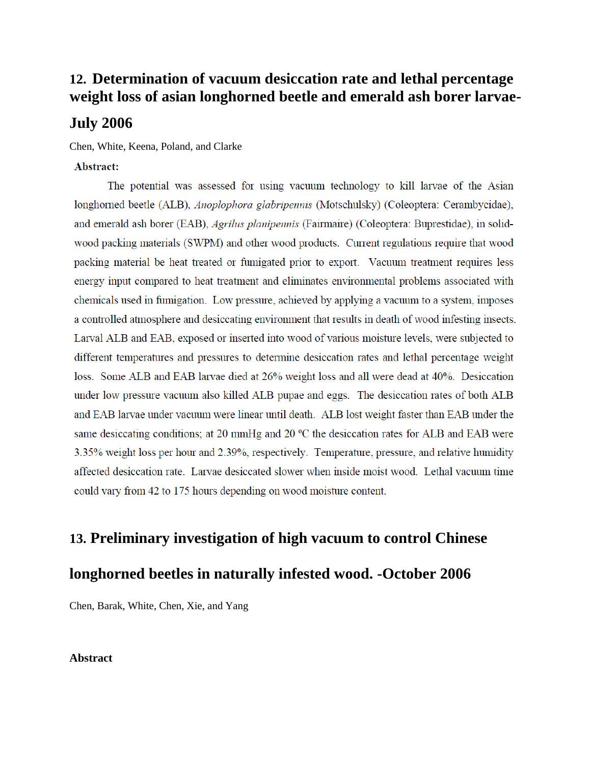## 12. Determination of vacuum desiccation rate and lethal percentage weight loss of asian longhorned beetle and emerald ash borer larvae-July 2006

Chen, White, Keena, Poland, and Clarke

**Abstract:**

The potential was assessed for using vacuum technology to kill larvae of the Asian longhorned beetle (ALB), *Anoplophora glabripennis* (Motschulsky) (Coleoptera: Cerambycidae), and emerald ash borer (EAB), *Agrilus planipennis* (Fairmaire) (Coleoptera: Buprestidae), in solid-wood packing materials (SWPM) and other wood products. Current regulations require that wood packing material be heat treated or fumigated prior to export. Vacuum treatment requires less energy input compared to heat treatment and eliminates environmental problems associated with chemicals used in fumigation. Low pressure, achieved by applying a vacuum to a system, imposes a controlled atmosphere and desiccating environment that results in death of wood infesting insects. Larval ALB and EAB, exposed or inserted into wood of various moisture levels, were subjected to different temperatures and pressures to determine desiccation rates and lethal percentage weight loss. Some ALB and EAB larvae died at 26% weight loss and all were dead at 40%. Desiccation under low pressure vacuum also killed ALB pupae and eggs. The desiccation rates of both ALB and EAB larvae under vacuum were linear until death. ALB lost weight faster than EAB under the same desiccating conditions; at 20 mmHg and 20 ºC the desiccation rates for ALB and EAB were 3.35% weight loss per hour and 2.39%, respectively. Temperature, pressure, and relative humidity affected desiccation rate. Larvae desiccated slower when inside moist wood. Lethal vacuum time could vary from 42 to 175 hours depending on wood moisture content.

## 13. Preliminary investigation of high vacuum to control Chinese longhorned beetles in naturally infested wood. -October 2006

Chen, Barak, White, Chen, Xie, and Yang

**Abstract**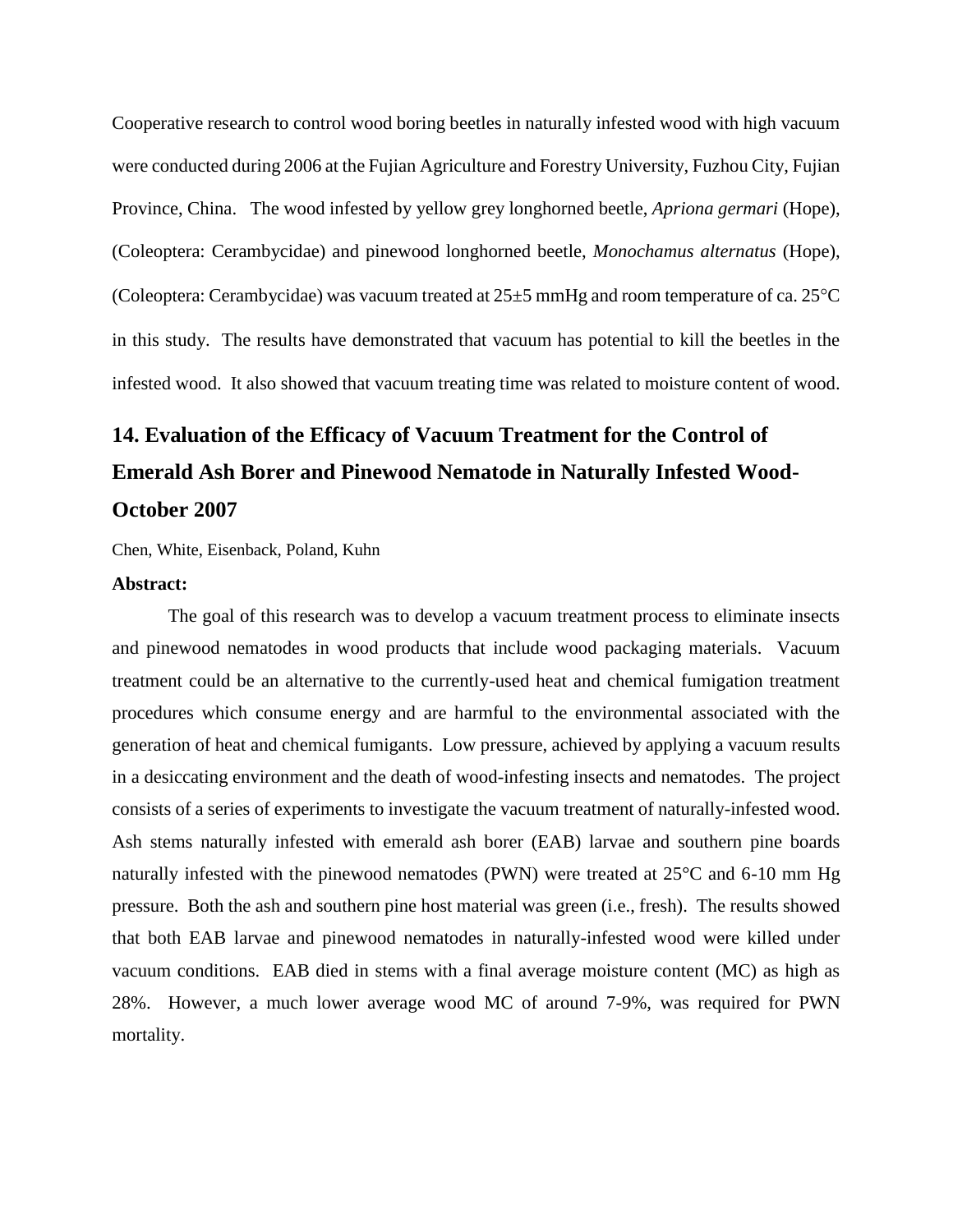Cooperative research to control wood boring beetles in naturally infested wood with high vacuum were conducted during 2006 at the Fujian Agriculture and Forestry University, Fuzhou City, Fujian Province, China. The wood infested by yellow grey longhorned beetle, *Apriona germari* (Hope), (Coleoptera: Cerambycidae) and pinewood longhorned beetle, *Monochamus alternatus* (Hope), (Coleoptera: Cerambycidae) was vacuum treated at 25±5 mmHg and room temperature of ca. 25°C in this study. The results have demonstrated that vacuum has potential to kill the beetles in the infested wood. It also showed that vacuum treating time was related to moisture content of wood.

## 14. Evaluation of the Efficacy of Vacuum Treatment for the Control of Emerald Ash Borer and Pinewood Nematode in Naturally Infested Wood- October 2007

Chen, White, Eisenback, Poland, Kuhn

**Abstract:**

The goal of this research was to develop a vacuum treatment process to eliminate insects and pinewood nematodes in wood products that include wood packaging materials. Vacuum treatment could be an alternative to the currently-used heat and chemical fumigation treatment procedures which consume energy and are harmful to the environmental associated with the generation of heat and chemical fumigants. Low pressure, achieved by applying a vacuum results in a desiccating environment and the death of wood-infesting insects and nematodes. The project consists of a series of experiments to investigate the vacuum treatment of naturally-infested wood. Ash stems naturally infested with emerald ash borer (EAB) larvae and southern pine boards naturally infested with the pinewood nematodes (PWN) were treated at 25°C and 6-10 mm Hg pressure. Both the ash and southern pine host material was green (i.e., fresh). The results showed that both EAB larvae and pinewood nematodes in naturally-infested wood were killed under vacuum conditions. EAB died in stems with a final average moisture content (MC) as high as 28%. However, a much lower average wood MC of around 7-9%, was required for PWN mortality.